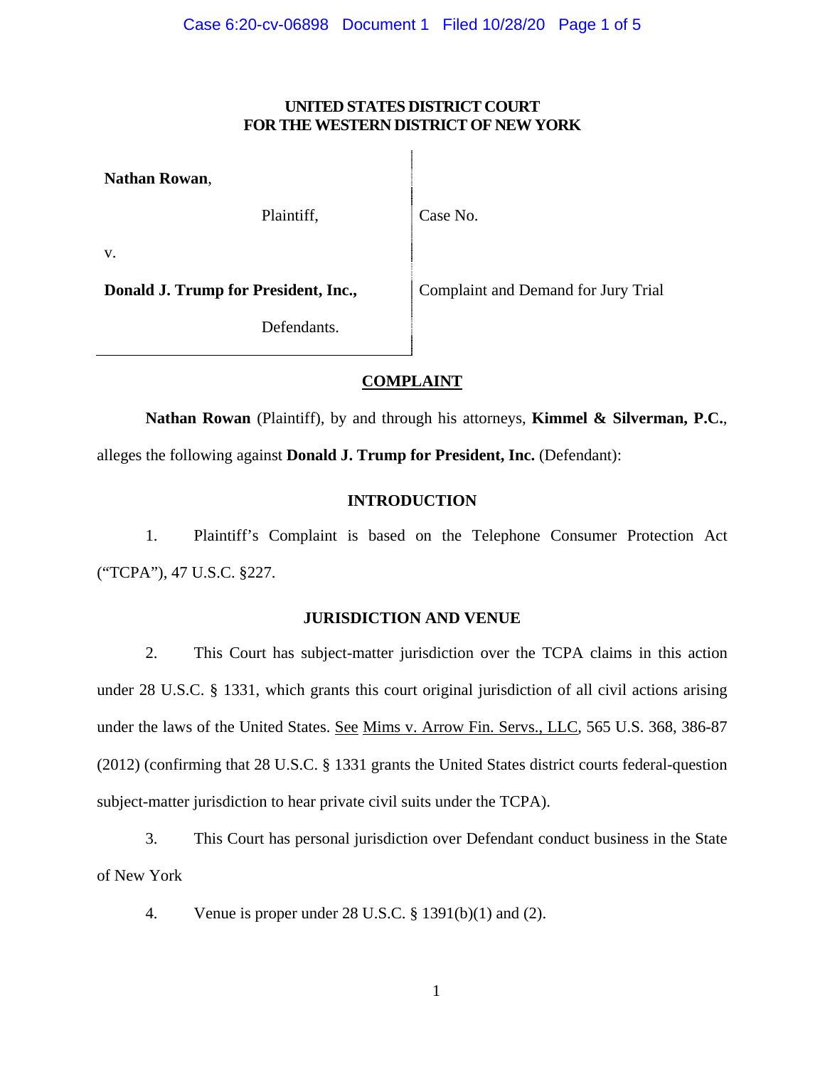**UNITED STATES DISTRICT COURT**
**FOR THE WESTERN DISTRICT OF NEW YORK**

| | |
|---|---|
| **Nathan Rowan**, | |
| Plaintiff, | Case No. |
| v. | |
| **Donald J. Trump for President, Inc.,** | Complaint and Demand for Jury Trial |
| Defendants. | |

## COMPLAINT

**Nathan Rowan** (Plaintiff), by and through his attorneys, **Kimmel & Silverman, P.C.**, alleges the following against **Donald J. Trump for President, Inc.** (Defendant):

### INTRODUCTION

1. Plaintiff's Complaint is based on the Telephone Consumer Protection Act ("TCPA"), 47 U.S.C. §227.

### JURISDICTION AND VENUE

2. This Court has subject-matter jurisdiction over the TCPA claims in this action under 28 U.S.C. § 1331, which grants this court original jurisdiction of all civil actions arising under the laws of the United States. See Mims v. Arrow Fin. Servs., LLC, 565 U.S. 368, 386-87 (2012) (confirming that 28 U.S.C. § 1331 grants the United States district courts federal-question subject-matter jurisdiction to hear private civil suits under the TCPA).

3. This Court has personal jurisdiction over Defendant conduct business in the State of New York

4. Venue is proper under 28 U.S.C. § 1391(b)(1) and (2).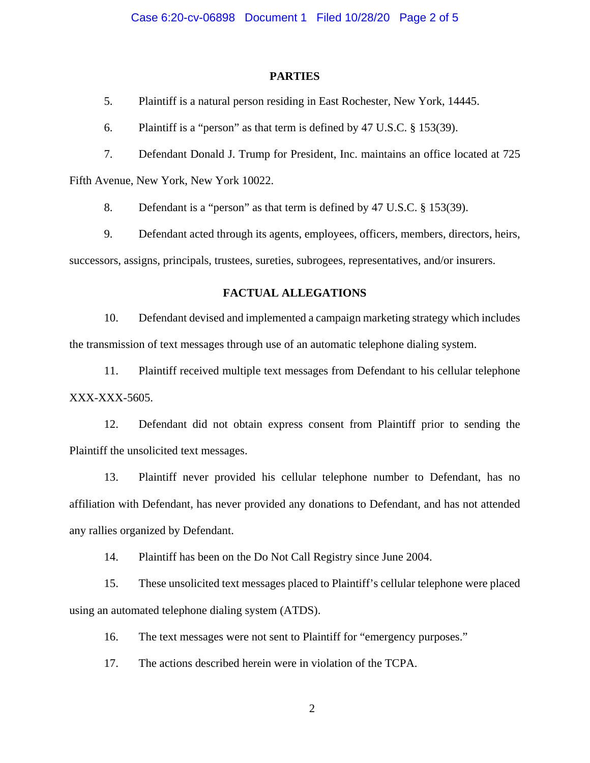## PARTIES

5. Plaintiff is a natural person residing in East Rochester, New York, 14445.

6. Plaintiff is a "person" as that term is defined by 47 U.S.C. § 153(39).

7. Defendant Donald J. Trump for President, Inc. maintains an office located at 725 Fifth Avenue, New York, New York 10022.

8. Defendant is a "person" as that term is defined by 47 U.S.C. § 153(39).

9. Defendant acted through its agents, employees, officers, members, directors, heirs, successors, assigns, principals, trustees, sureties, subrogees, representatives, and/or insurers.

## FACTUAL ALLEGATIONS

10. Defendant devised and implemented a campaign marketing strategy which includes the transmission of text messages through use of an automatic telephone dialing system.

11. Plaintiff received multiple text messages from Defendant to his cellular telephone XXX-XXX-5605.

12. Defendant did not obtain express consent from Plaintiff prior to sending the Plaintiff the unsolicited text messages.

13. Plaintiff never provided his cellular telephone number to Defendant, has no affiliation with Defendant, has never provided any donations to Defendant, and has not attended any rallies organized by Defendant.

14. Plaintiff has been on the Do Not Call Registry since June 2004.

15. These unsolicited text messages placed to Plaintiff's cellular telephone were placed using an automated telephone dialing system (ATDS).

16. The text messages were not sent to Plaintiff for "emergency purposes."

17. The actions described herein were in violation of the TCPA.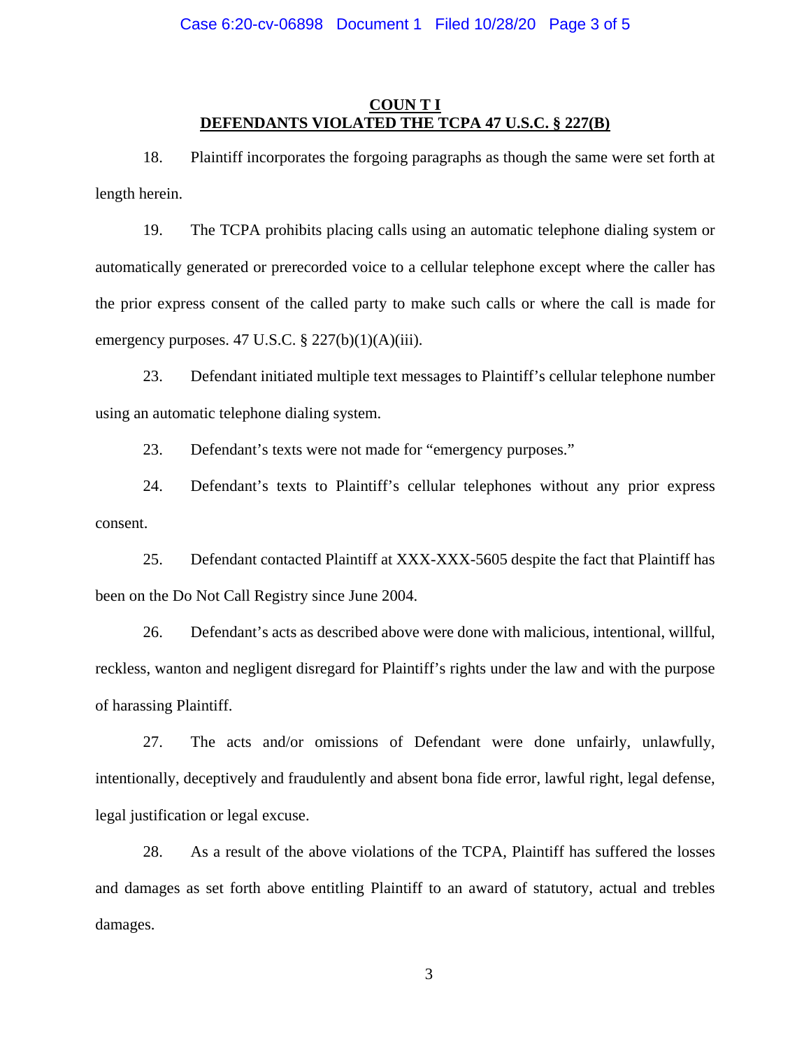## COUN T I
## DEFENDANTS VIOLATED THE TCPA 47 U.S.C. § 227(B)

18. Plaintiff incorporates the forgoing paragraphs as though the same were set forth at length herein.

19. The TCPA prohibits placing calls using an automatic telephone dialing system or automatically generated or prerecorded voice to a cellular telephone except where the caller has the prior express consent of the called party to make such calls or where the call is made for emergency purposes. 47 U.S.C. § 227(b)(1)(A)(iii).

23. Defendant initiated multiple text messages to Plaintiff's cellular telephone number using an automatic telephone dialing system.

23. Defendant's texts were not made for "emergency purposes."

24. Defendant's texts to Plaintiff's cellular telephones without any prior express consent.

25. Defendant contacted Plaintiff at XXX-XXX-5605 despite the fact that Plaintiff has been on the Do Not Call Registry since June 2004.

26. Defendant's acts as described above were done with malicious, intentional, willful, reckless, wanton and negligent disregard for Plaintiff's rights under the law and with the purpose of harassing Plaintiff.

27. The acts and/or omissions of Defendant were done unfairly, unlawfully, intentionally, deceptively and fraudulently and absent bona fide error, lawful right, legal defense, legal justification or legal excuse.

28. As a result of the above violations of the TCPA, Plaintiff has suffered the losses and damages as set forth above entitling Plaintiff to an award of statutory, actual and trebles damages.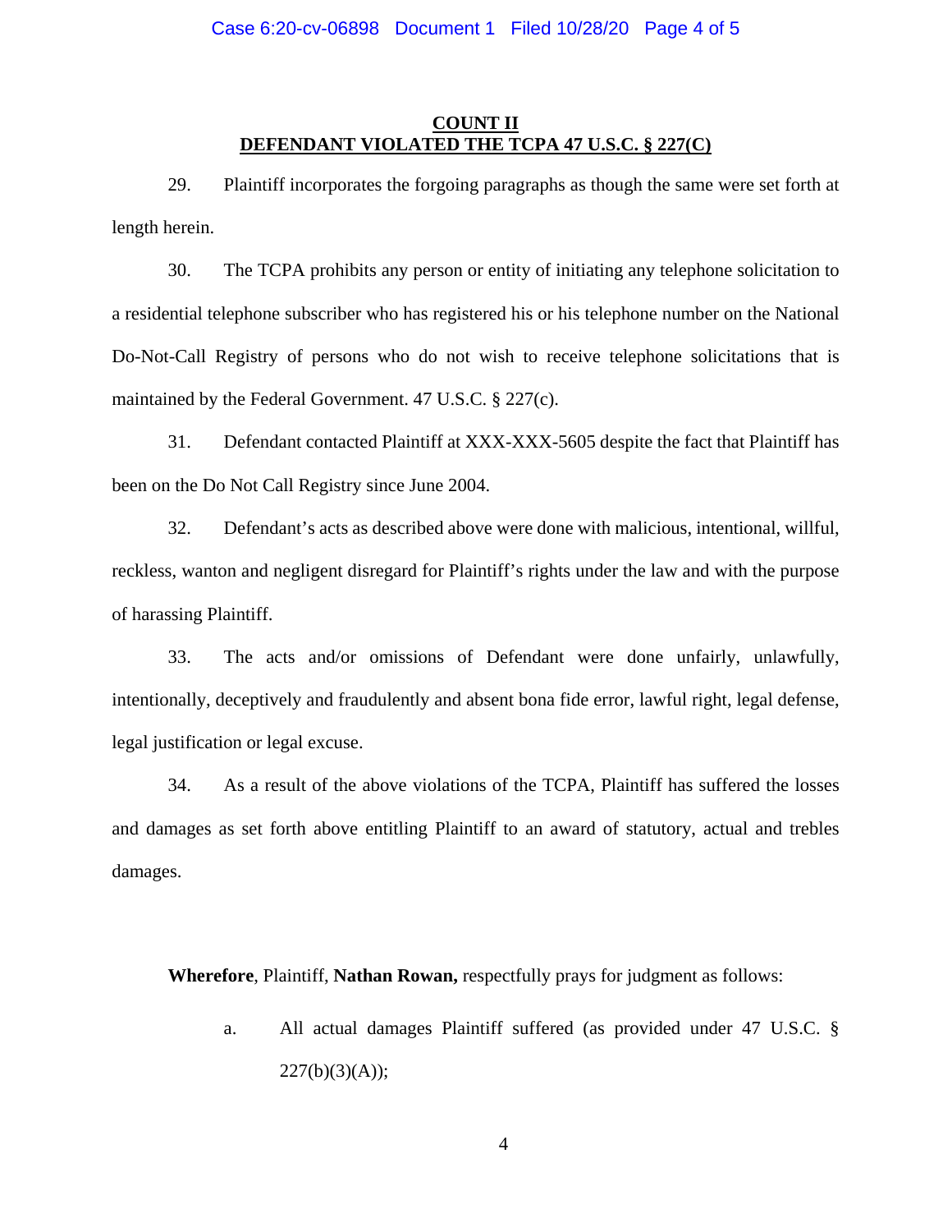## COUNT II
## DEFENDANT VIOLATED THE TCPA 47 U.S.C. § 227(C)

29. Plaintiff incorporates the forgoing paragraphs as though the same were set forth at length herein.

30. The TCPA prohibits any person or entity of initiating any telephone solicitation to a residential telephone subscriber who has registered his or his telephone number on the National Do-Not-Call Registry of persons who do not wish to receive telephone solicitations that is maintained by the Federal Government. 47 U.S.C. § 227(c).

31. Defendant contacted Plaintiff at XXX-XXX-5605 despite the fact that Plaintiff has been on the Do Not Call Registry since June 2004.

32. Defendant's acts as described above were done with malicious, intentional, willful, reckless, wanton and negligent disregard for Plaintiff's rights under the law and with the purpose of harassing Plaintiff.

33. The acts and/or omissions of Defendant were done unfairly, unlawfully, intentionally, deceptively and fraudulently and absent bona fide error, lawful right, legal defense, legal justification or legal excuse.

34. As a result of the above violations of the TCPA, Plaintiff has suffered the losses and damages as set forth above entitling Plaintiff to an award of statutory, actual and trebles damages.

**Wherefore**, Plaintiff, **Nathan Rowan,** respectfully prays for judgment as follows:

a. All actual damages Plaintiff suffered (as provided under 47 U.S.C. § 227(b)(3)(A));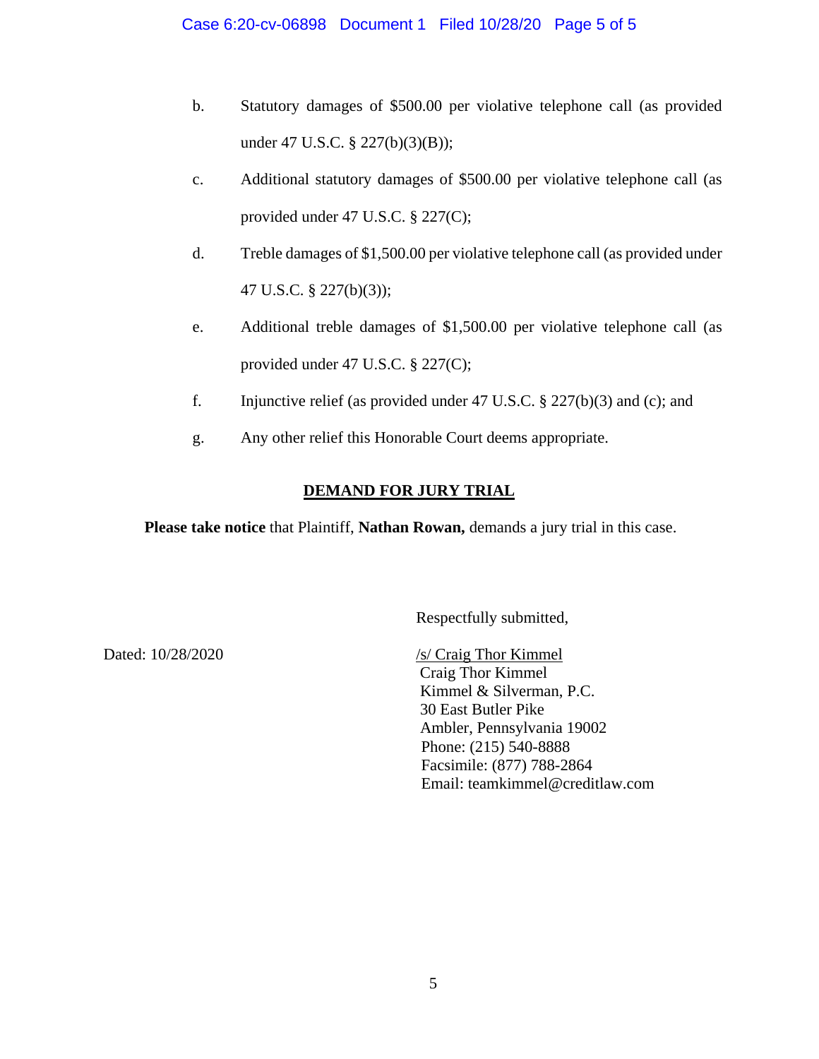b. Statutory damages of $500.00 per violative telephone call (as provided under 47 U.S.C. § 227(b)(3)(B));

c. Additional statutory damages of $500.00 per violative telephone call (as provided under 47 U.S.C. § 227(C);

d. Treble damages of $1,500.00 per violative telephone call (as provided under 47 U.S.C. § 227(b)(3));

e. Additional treble damages of $1,500.00 per violative telephone call (as provided under 47 U.S.C. § 227(C);

f. Injunctive relief (as provided under 47 U.S.C. § 227(b)(3) and (c); and

g. Any other relief this Honorable Court deems appropriate.

## DEMAND FOR JURY TRIAL

**Please take notice** that Plaintiff, **Nathan Rowan,** demands a jury trial in this case.

Respectfully submitted,

Dated: 10/28/2020

/s/ Craig Thor Kimmel
Craig Thor Kimmel
Kimmel & Silverman, P.C.
30 East Butler Pike
Ambler, Pennsylvania 19002
Phone: (215) 540-8888
Facsimile: (877) 788-2864
Email: teamkimmel@creditlaw.com